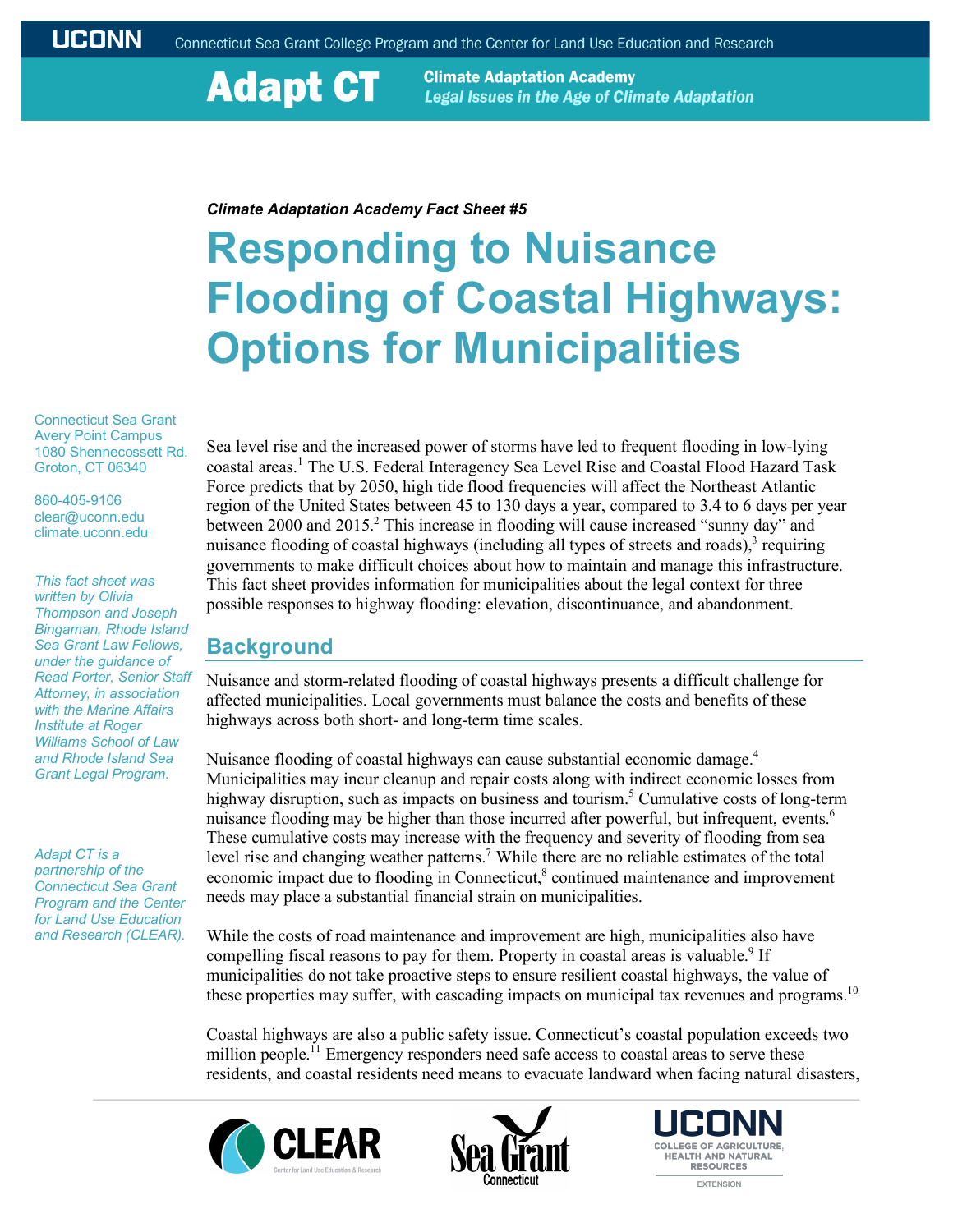UCONN Connecticut Sea Grant College Program and the Center for Land Use Education and Research

**Adapt CT** — **Climate Adaptation Academy** *Legal Issues in the Age of Climate Adaptation*

***Climate Adaptation Academy Fact Sheet #5***

# Responding to Nuisance Flooding of Coastal Highways: Options for Municipalities

Connecticut Sea Grant
Avery Point Campus
1080 Shennecossett Rd.
Groton, CT 06340

860-405-9106
clear@uconn.edu
climate.uconn.edu

*This fact sheet was written by Olivia Thompson and Joseph Bingaman, Rhode Island Sea Grant Law Fellows, under the guidance of Read Porter, Senior Staff Attorney, in association with the Marine Affairs Institute at Roger Williams School of Law and Rhode Island Sea Grant Legal Program.*

*Adapt CT is a partnership of the Connecticut Sea Grant Program and the Center for Land Use Education and Research (CLEAR).*

Sea level rise and the increased power of storms have led to frequent flooding in low-lying coastal areas.[1] The U.S. Federal Interagency Sea Level Rise and Coastal Flood Hazard Task Force predicts that by 2050, high tide flood frequencies will affect the Northeast Atlantic region of the United States between 45 to 130 days a year, compared to 3.4 to 6 days per year between 2000 and 2015.[2] This increase in flooding will cause increased "sunny day" and nuisance flooding of coastal highways (including all types of streets and roads),[3] requiring governments to make difficult choices about how to maintain and manage this infrastructure. This fact sheet provides information for municipalities about the legal context for three possible responses to highway flooding: elevation, discontinuance, and abandonment.

## Background

Nuisance and storm-related flooding of coastal highways presents a difficult challenge for affected municipalities. Local governments must balance the costs and benefits of these highways across both short- and long-term time scales.

Nuisance flooding of coastal highways can cause substantial economic damage.[4] Municipalities may incur cleanup and repair costs along with indirect economic losses from highway disruption, such as impacts on business and tourism.[5] Cumulative costs of long-term nuisance flooding may be higher than those incurred after powerful, but infrequent, events.[6] These cumulative costs may increase with the frequency and severity of flooding from sea level rise and changing weather patterns.[7] While there are no reliable estimates of the total economic impact due to flooding in Connecticut,[8] continued maintenance and improvement needs may place a substantial financial strain on municipalities.

While the costs of road maintenance and improvement are high, municipalities also have compelling fiscal reasons to pay for them. Property in coastal areas is valuable.[9] If municipalities do not take proactive steps to ensure resilient coastal highways, the value of these properties may suffer, with cascading impacts on municipal tax revenues and programs.[10]

Coastal highways are also a public safety issue. Connecticut's coastal population exceeds two million people.[11] Emergency responders need safe access to coastal areas to serve these residents, and coastal residents need means to evacuate landward when facing natural disasters,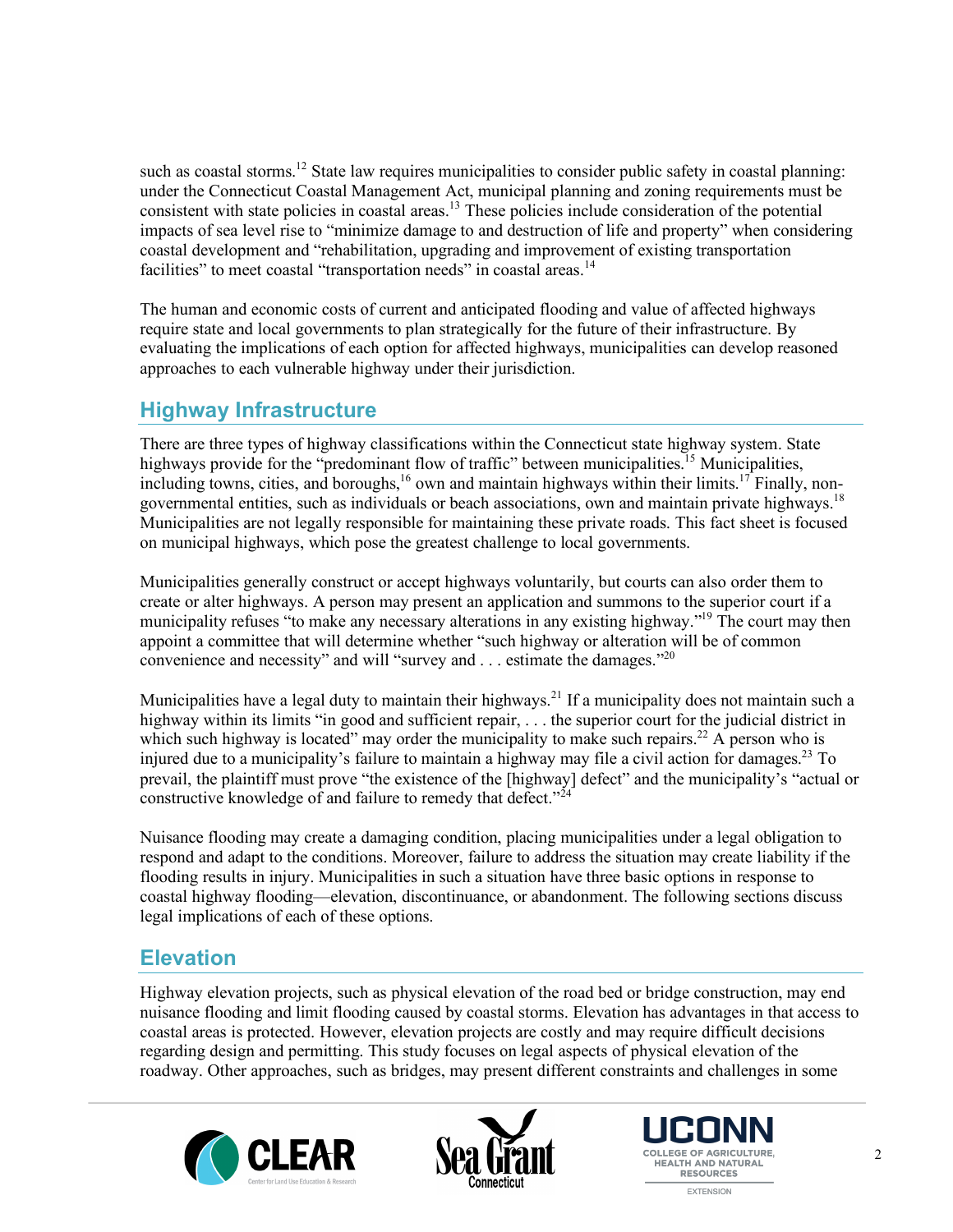such as coastal storms.[12] State law requires municipalities to consider public safety in coastal planning: under the Connecticut Coastal Management Act, municipal planning and zoning requirements must be consistent with state policies in coastal areas.[13] These policies include consideration of the potential impacts of sea level rise to "minimize damage to and destruction of life and property" when considering coastal development and "rehabilitation, upgrading and improvement of existing transportation facilities" to meet coastal "transportation needs" in coastal areas.[14]

The human and economic costs of current and anticipated flooding and value of affected highways require state and local governments to plan strategically for the future of their infrastructure. By evaluating the implications of each option for affected highways, municipalities can develop reasoned approaches to each vulnerable highway under their jurisdiction.

## Highway Infrastructure

There are three types of highway classifications within the Connecticut state highway system. State highways provide for the "predominant flow of traffic" between municipalities.[15] Municipalities, including towns, cities, and boroughs,[16] own and maintain highways within their limits.[17] Finally, non-governmental entities, such as individuals or beach associations, own and maintain private highways.[18] Municipalities are not legally responsible for maintaining these private roads. This fact sheet is focused on municipal highways, which pose the greatest challenge to local governments.

Municipalities generally construct or accept highways voluntarily, but courts can also order them to create or alter highways. A person may present an application and summons to the superior court if a municipality refuses "to make any necessary alterations in any existing highway."[19] The court may then appoint a committee that will determine whether "such highway or alteration will be of common convenience and necessity" and will "survey and . . . estimate the damages."[20]

Municipalities have a legal duty to maintain their highways.[21] If a municipality does not maintain such a highway within its limits "in good and sufficient repair, . . . the superior court for the judicial district in which such highway is located" may order the municipality to make such repairs.[22] A person who is injured due to a municipality's failure to maintain a highway may file a civil action for damages.[23] To prevail, the plaintiff must prove "the existence of the [highway] defect" and the municipality's "actual or constructive knowledge of and failure to remedy that defect."[24]

Nuisance flooding may create a damaging condition, placing municipalities under a legal obligation to respond and adapt to the conditions. Moreover, failure to address the situation may create liability if the flooding results in injury. Municipalities in such a situation have three basic options in response to coastal highway flooding—elevation, discontinuance, or abandonment. The following sections discuss legal implications of each of these options.

## Elevation

Highway elevation projects, such as physical elevation of the road bed or bridge construction, may end nuisance flooding and limit flooding caused by coastal storms. Elevation has advantages in that access to coastal areas is protected. However, elevation projects are costly and may require difficult decisions regarding design and permitting. This study focuses on legal aspects of physical elevation of the roadway. Other approaches, such as bridges, may present different constraints and challenges in some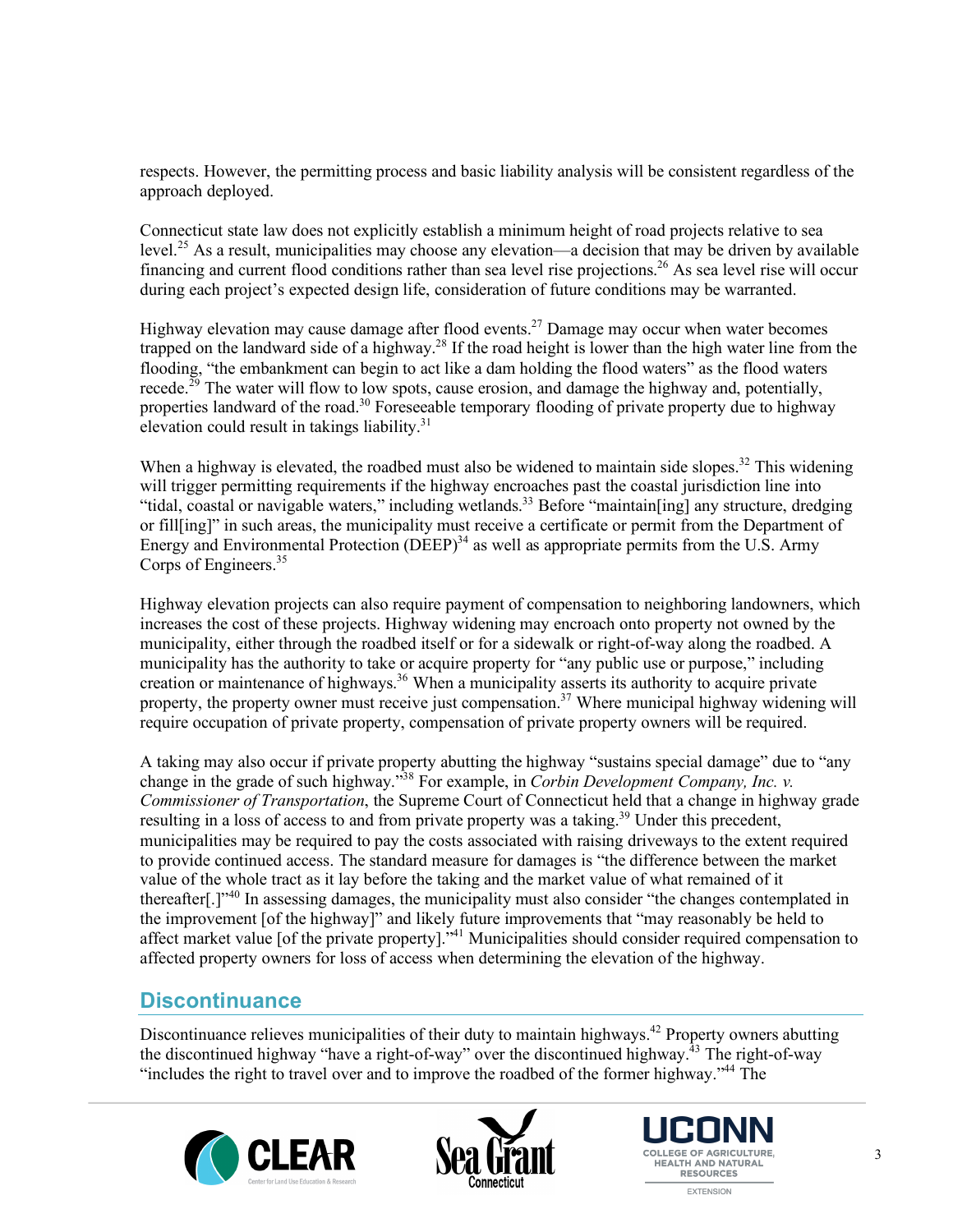respects. However, the permitting process and basic liability analysis will be consistent regardless of the approach deployed.

Connecticut state law does not explicitly establish a minimum height of road projects relative to sea level.[25] As a result, municipalities may choose any elevation—a decision that may be driven by available financing and current flood conditions rather than sea level rise projections.[26] As sea level rise will occur during each project's expected design life, consideration of future conditions may be warranted.

Highway elevation may cause damage after flood events.[27] Damage may occur when water becomes trapped on the landward side of a highway.[28] If the road height is lower than the high water line from the flooding, "the embankment can begin to act like a dam holding the flood waters" as the flood waters recede.[29] The water will flow to low spots, cause erosion, and damage the highway and, potentially, properties landward of the road.[30] Foreseeable temporary flooding of private property due to highway elevation could result in takings liability.[31]

When a highway is elevated, the roadbed must also be widened to maintain side slopes.[32] This widening will trigger permitting requirements if the highway encroaches past the coastal jurisdiction line into "tidal, coastal or navigable waters," including wetlands.[33] Before "maintain[ing] any structure, dredging or fill[ing]" in such areas, the municipality must receive a certificate or permit from the Department of Energy and Environmental Protection (DEEP)[34] as well as appropriate permits from the U.S. Army Corps of Engineers.[35]

Highway elevation projects can also require payment of compensation to neighboring landowners, which increases the cost of these projects. Highway widening may encroach onto property not owned by the municipality, either through the roadbed itself or for a sidewalk or right-of-way along the roadbed. A municipality has the authority to take or acquire property for "any public use or purpose," including creation or maintenance of highways.[36] When a municipality asserts its authority to acquire private property, the property owner must receive just compensation.[37] Where municipal highway widening will require occupation of private property, compensation of private property owners will be required.

A taking may also occur if private property abutting the highway "sustains special damage" due to "any change in the grade of such highway."[38] For example, in *Corbin Development Company, Inc. v. Commissioner of Transportation*, the Supreme Court of Connecticut held that a change in highway grade resulting in a loss of access to and from private property was a taking.[39] Under this precedent, municipalities may be required to pay the costs associated with raising driveways to the extent required to provide continued access. The standard measure for damages is "the difference between the market value of the whole tract as it lay before the taking and the market value of what remained of it thereafter[.]"[40] In assessing damages, the municipality must also consider "the changes contemplated in the improvement [of the highway]" and likely future improvements that "may reasonably be held to affect market value [of the private property]."[41] Municipalities should consider required compensation to affected property owners for loss of access when determining the elevation of the highway.

## Discontinuance

Discontinuance relieves municipalities of their duty to maintain highways.[42] Property owners abutting the discontinued highway "have a right-of-way" over the discontinued highway.[43] The right-of-way "includes the right to travel over and to improve the roadbed of the former highway."[44] The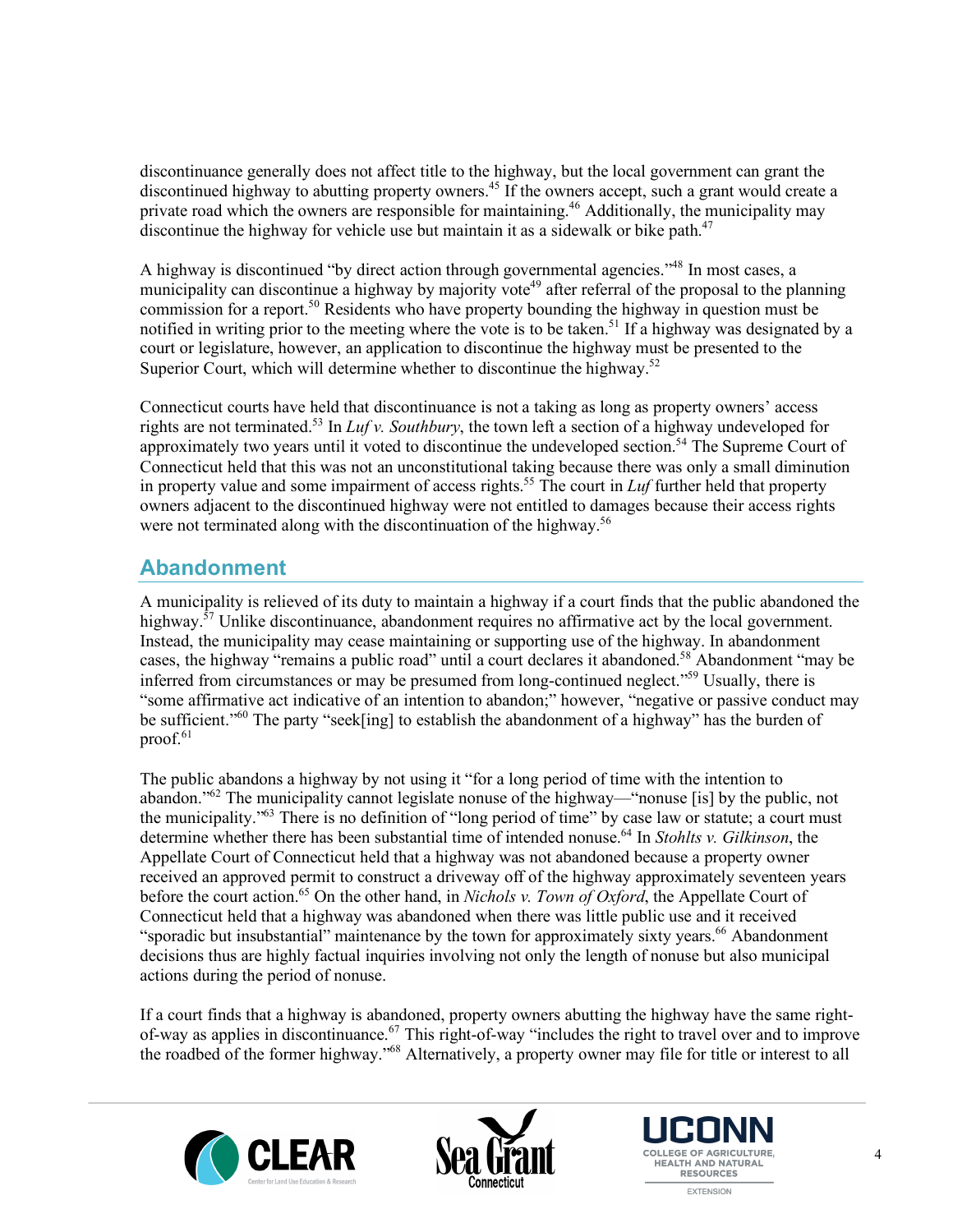discontinuance generally does not affect title to the highway, but the local government can grant the discontinued highway to abutting property owners.[45] If the owners accept, such a grant would create a private road which the owners are responsible for maintaining.[46] Additionally, the municipality may discontinue the highway for vehicle use but maintain it as a sidewalk or bike path.[47]

A highway is discontinued "by direct action through governmental agencies."[48] In most cases, a municipality can discontinue a highway by majority vote[49] after referral of the proposal to the planning commission for a report.[50] Residents who have property bounding the highway in question must be notified in writing prior to the meeting where the vote is to be taken.[51] If a highway was designated by a court or legislature, however, an application to discontinue the highway must be presented to the Superior Court, which will determine whether to discontinue the highway.[52]

Connecticut courts have held that discontinuance is not a taking as long as property owners' access rights are not terminated.[53] In *Luf v. Southbury*, the town left a section of a highway undeveloped for approximately two years until it voted to discontinue the undeveloped section.[54] The Supreme Court of Connecticut held that this was not an unconstitutional taking because there was only a small diminution in property value and some impairment of access rights.[55] The court in *Luf* further held that property owners adjacent to the discontinued highway were not entitled to damages because their access rights were not terminated along with the discontinuation of the highway.[56]

## Abandonment

A municipality is relieved of its duty to maintain a highway if a court finds that the public abandoned the highway.[57] Unlike discontinuance, abandonment requires no affirmative act by the local government. Instead, the municipality may cease maintaining or supporting use of the highway. In abandonment cases, the highway "remains a public road" until a court declares it abandoned.[58] Abandonment "may be inferred from circumstances or may be presumed from long-continued neglect."[59] Usually, there is "some affirmative act indicative of an intention to abandon;" however, "negative or passive conduct may be sufficient."[60] The party "seek[ing] to establish the abandonment of a highway" has the burden of proof.[61]

The public abandons a highway by not using it "for a long period of time with the intention to abandon."[62] The municipality cannot legislate nonuse of the highway—"nonuse [is] by the public, not the municipality."[63] There is no definition of "long period of time" by case law or statute; a court must determine whether there has been substantial time of intended nonuse.[64] In *Stohlts v. Gilkinson*, the Appellate Court of Connecticut held that a highway was not abandoned because a property owner received an approved permit to construct a driveway off of the highway approximately seventeen years before the court action.[65] On the other hand, in *Nichols v. Town of Oxford*, the Appellate Court of Connecticut held that a highway was abandoned when there was little public use and it received "sporadic but insubstantial" maintenance by the town for approximately sixty years.[66] Abandonment decisions thus are highly factual inquiries involving not only the length of nonuse but also municipal actions during the period of nonuse.

If a court finds that a highway is abandoned, property owners abutting the highway have the same right-of-way as applies in discontinuance.[67] This right-of-way "includes the right to travel over and to improve the roadbed of the former highway."[68] Alternatively, a property owner may file for title or interest to all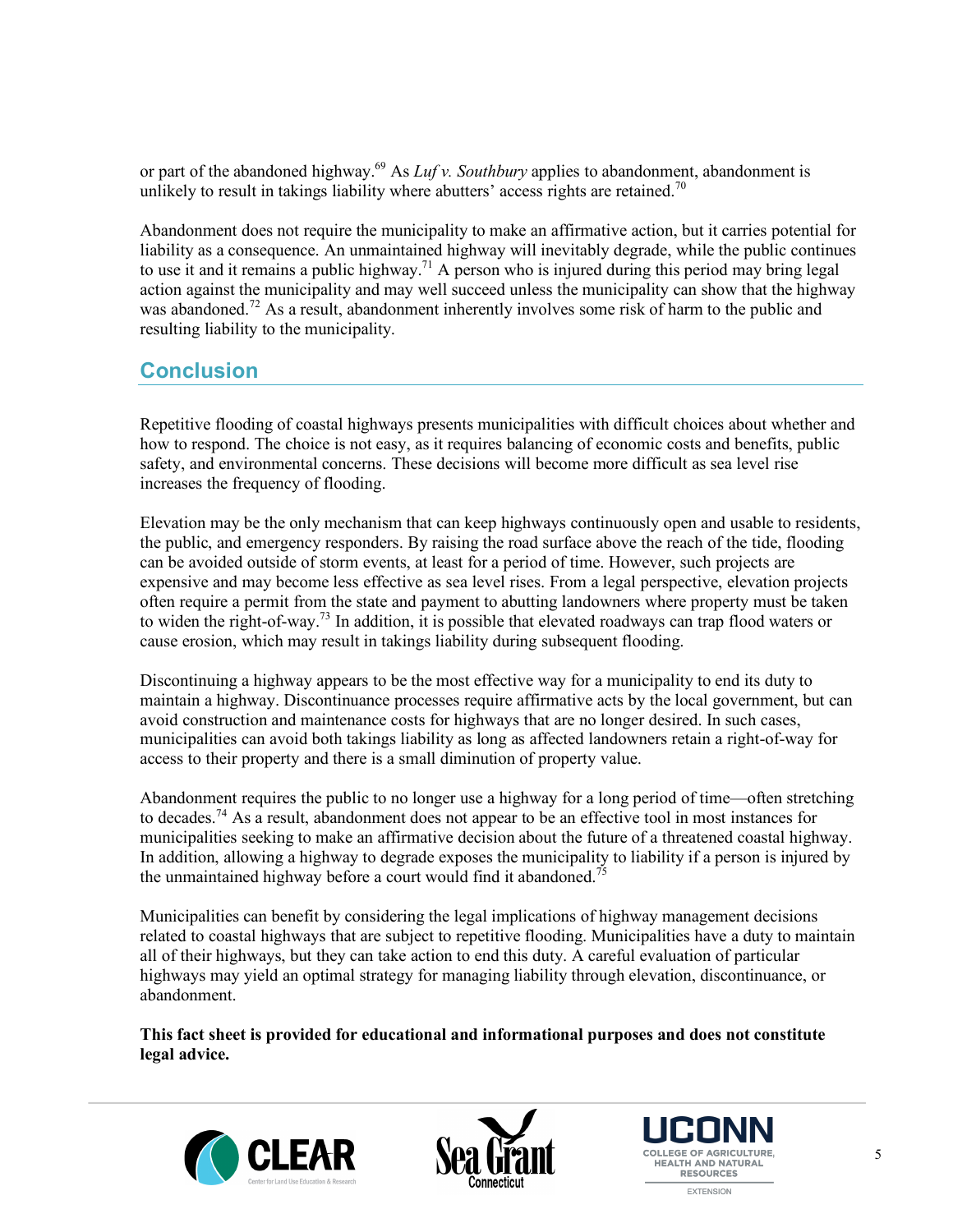or part of the abandoned highway.[69] As *Luf v. Southbury* applies to abandonment, abandonment is unlikely to result in takings liability where abutters' access rights are retained.[70]

Abandonment does not require the municipality to make an affirmative action, but it carries potential for liability as a consequence. An unmaintained highway will inevitably degrade, while the public continues to use it and it remains a public highway.[71] A person who is injured during this period may bring legal action against the municipality and may well succeed unless the municipality can show that the highway was abandoned.[72] As a result, abandonment inherently involves some risk of harm to the public and resulting liability to the municipality.

## Conclusion

Repetitive flooding of coastal highways presents municipalities with difficult choices about whether and how to respond. The choice is not easy, as it requires balancing of economic costs and benefits, public safety, and environmental concerns. These decisions will become more difficult as sea level rise increases the frequency of flooding.

Elevation may be the only mechanism that can keep highways continuously open and usable to residents, the public, and emergency responders. By raising the road surface above the reach of the tide, flooding can be avoided outside of storm events, at least for a period of time. However, such projects are expensive and may become less effective as sea level rises. From a legal perspective, elevation projects often require a permit from the state and payment to abutting landowners where property must be taken to widen the right-of-way.[73] In addition, it is possible that elevated roadways can trap flood waters or cause erosion, which may result in takings liability during subsequent flooding.

Discontinuing a highway appears to be the most effective way for a municipality to end its duty to maintain a highway. Discontinuance processes require affirmative acts by the local government, but can avoid construction and maintenance costs for highways that are no longer desired. In such cases, municipalities can avoid both takings liability as long as affected landowners retain a right-of-way for access to their property and there is a small diminution of property value.

Abandonment requires the public to no longer use a highway for a long period of time—often stretching to decades.[74] As a result, abandonment does not appear to be an effective tool in most instances for municipalities seeking to make an affirmative decision about the future of a threatened coastal highway. In addition, allowing a highway to degrade exposes the municipality to liability if a person is injured by the unmaintained highway before a court would find it abandoned.[75]

Municipalities can benefit by considering the legal implications of highway management decisions related to coastal highways that are subject to repetitive flooding. Municipalities have a duty to maintain all of their highways, but they can take action to end this duty. A careful evaluation of particular highways may yield an optimal strategy for managing liability through elevation, discontinuance, or abandonment.

**This fact sheet is provided for educational and informational purposes and does not constitute legal advice.**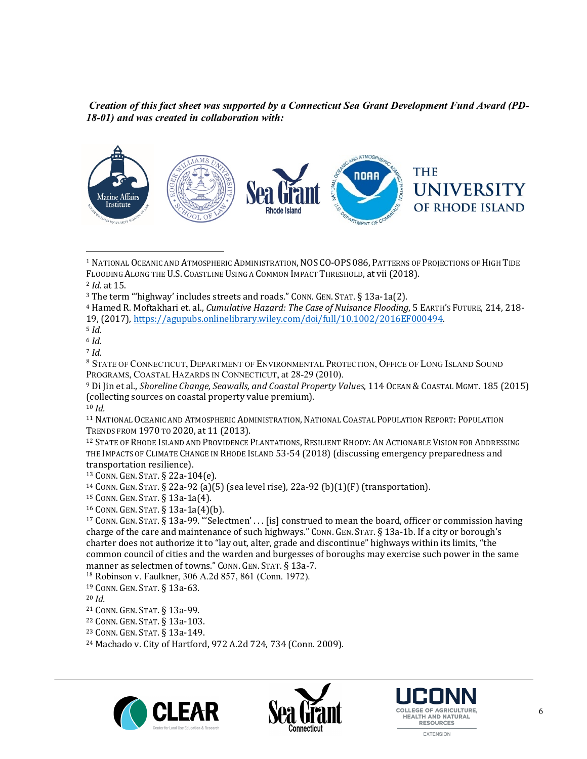***Creation of this fact sheet was supported by a Connecticut Sea Grant Development Fund Award (PD-18-01) and was created in collaboration with:***

---

[1] National Oceanic and Atmospheric Administration, NOS CO-OPS 086, Patterns of Projections of High Tide Flooding Along the U.S. Coastline Using a Common Impact Threshold, at vii (2018).

[2] *Id.* at 15.

[3] The term "'highway' includes streets and roads." Conn. Gen. Stat. § 13a-1a(2).

[4] Hamed R. Moftakhari et. al., *Cumulative Hazard: The Case of Nuisance Flooding*, 5 Earth's Future, 214, 218-19, (2017), https://agupubs.onlinelibrary.wiley.com/doi/full/10.1002/2016EF000494.

[5] *Id.*

[6] *Id.*

[7] *Id.*

[8] State of Connecticut, Department of Environmental Protection, Office of Long Island Sound Programs, Coastal Hazards in Connecticut, at 28-29 (2010).

[9] Di Jin et al., *Shoreline Change, Seawalls, and Coastal Property Values*, 114 Ocean & Coastal Mgmt. 185 (2015) (collecting sources on coastal property value premium).

[10] *Id.*

[11] National Oceanic and Atmospheric Administration, National Coastal Population Report: Population Trends from 1970 to 2020, at 11 (2013).

[12] State of Rhode Island and Providence Plantations, Resilient Rhody: An Actionable Vision for Addressing the Impacts of Climate Change in Rhode Island 53-54 (2018) (discussing emergency preparedness and transportation resilience).

[13] Conn. Gen. Stat. § 22a-104(e).

[14] Conn. Gen. Stat. § 22a-92 (a)(5) (sea level rise), 22a-92 (b)(1)(F) (transportation).

[15] Conn. Gen. Stat. § 13a-1a(4).

[16] Conn. Gen. Stat. § 13a-1a(4)(b).

[17] Conn. Gen. Stat. § 13a-99. "'Selectmen' . . . [is] construed to mean the board, officer or commission having charge of the care and maintenance of such highways." Conn. Gen. Stat. § 13a-1b. If a city or borough's charter does not authorize it to "lay out, alter, grade and discontinue" highways within its limits, "the common council of cities and the warden and burgesses of boroughs may exercise such power in the same manner as selectmen of towns." Conn. Gen. Stat. § 13a-7.

[18] Robinson v. Faulkner, 306 A.2d 857, 861 (Conn. 1972).

[19] Conn. Gen. Stat. § 13a-63.

[20] *Id.*

[21] Conn. Gen. Stat. § 13a-99.

[22] Conn. Gen. Stat. § 13a-103.

[23] Conn. Gen. Stat. § 13a-149.

[24] Machado v. City of Hartford, 972 A.2d 724, 734 (Conn. 2009).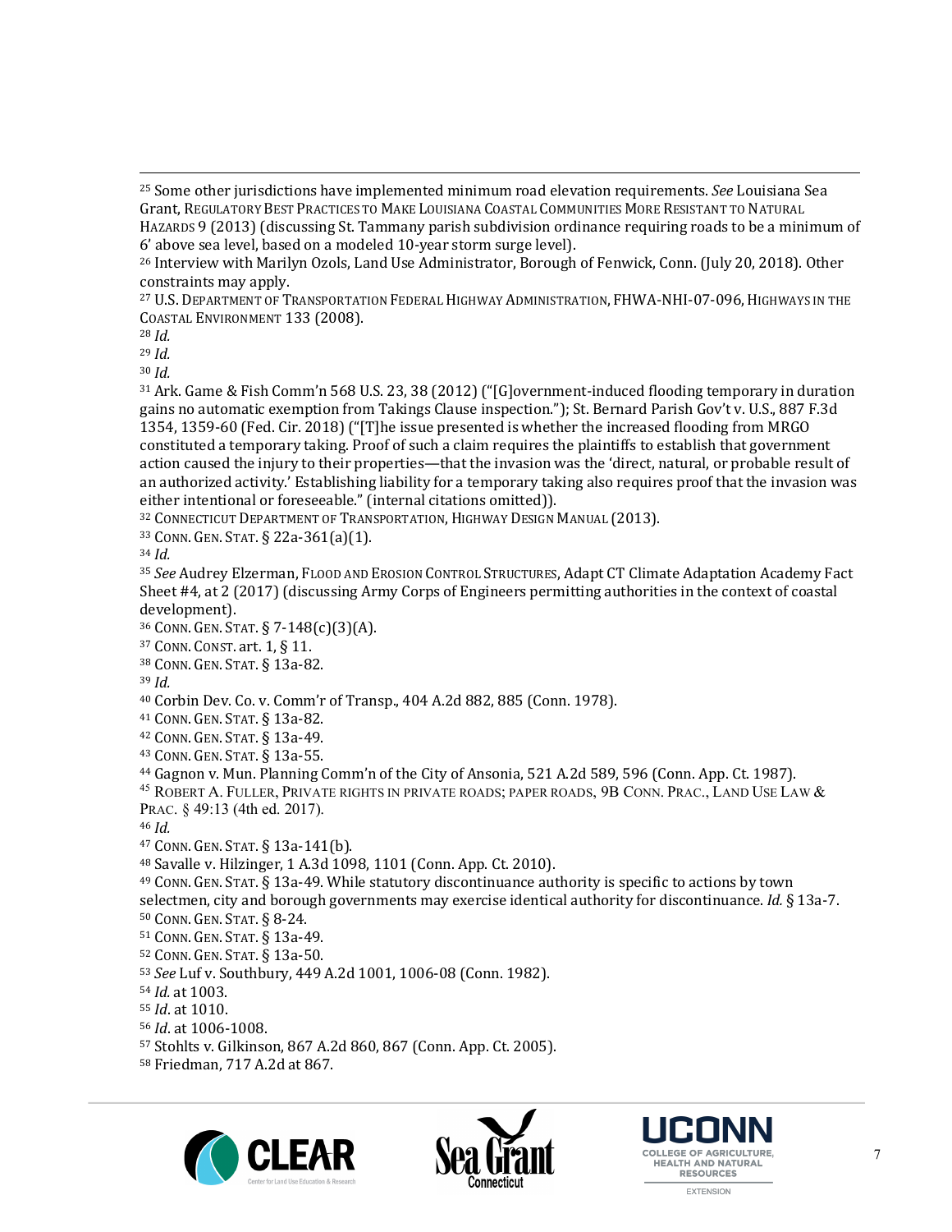[25] Some other jurisdictions have implemented minimum road elevation requirements. *See* Louisiana Sea Grant, REGULATORY BEST PRACTICES TO MAKE LOUISIANA COASTAL COMMUNITIES MORE RESISTANT TO NATURAL HAZARDS 9 (2013) (discussing St. Tammany parish subdivision ordinance requiring roads to be a minimum of 6' above sea level, based on a modeled 10-year storm surge level).

[26] Interview with Marilyn Ozols, Land Use Administrator, Borough of Fenwick, Conn. (July 20, 2018). Other constraints may apply.

[27] U.S. DEPARTMENT OF TRANSPORTATION FEDERAL HIGHWAY ADMINISTRATION, FHWA-NHI-07-096, HIGHWAYS IN THE COASTAL ENVIRONMENT 133 (2008).

[28] *Id.*

[29] *Id.*

[30] *Id.*

[31] Ark. Game & Fish Comm'n 568 U.S. 23, 38 (2012) ("[G]overnment-induced flooding temporary in duration gains no automatic exemption from Takings Clause inspection."); St. Bernard Parish Gov't v. U.S., 887 F.3d 1354, 1359-60 (Fed. Cir. 2018) ("[T]he issue presented is whether the increased flooding from MRGO constituted a temporary taking. Proof of such a claim requires the plaintiffs to establish that government action caused the injury to their properties—that the invasion was the 'direct, natural, or probable result of an authorized activity.' Establishing liability for a temporary taking also requires proof that the invasion was either intentional or foreseeable." (internal citations omitted)).

[32] CONNECTICUT DEPARTMENT OF TRANSPORTATION, HIGHWAY DESIGN MANUAL (2013).

[33] CONN. GEN. STAT. § 22a-361(a)(1).

[34] *Id.*

[35] *See* Audrey Elzerman, FLOOD AND EROSION CONTROL STRUCTURES, Adapt CT Climate Adaptation Academy Fact Sheet #4, at 2 (2017) (discussing Army Corps of Engineers permitting authorities in the context of coastal development).

[36] CONN. GEN. STAT. § 7-148(c)(3)(A).

[37] CONN. CONST. art. 1, § 11.

[38] CONN. GEN. STAT. § 13a-82.

[39] *Id.*

[40] Corbin Dev. Co. v. Comm'r of Transp., 404 A.2d 882, 885 (Conn. 1978).

[41] CONN. GEN. STAT. § 13a-82.

[42] CONN. GEN. STAT. § 13a-49.

[43] CONN. GEN. STAT. § 13a-55.

[44] Gagnon v. Mun. Planning Comm'n of the City of Ansonia, 521 A.2d 589, 596 (Conn. App. Ct. 1987).

[45] ROBERT A. FULLER, PRIVATE RIGHTS IN PRIVATE ROADS; PAPER ROADS, 9B CONN. PRAC., LAND USE LAW & PRAC. § 49:13 (4th ed. 2017).

[46] *Id.*

[47] CONN. GEN. STAT. § 13a-141(b).

[48] Savalle v. Hilzinger, 1 A.3d 1098, 1101 (Conn. App. Ct. 2010).

[49] CONN. GEN. STAT. § 13a-49. While statutory discontinuance authority is specific to actions by town selectmen, city and borough governments may exercise identical authority for discontinuance. *Id.* § 13a-7.

[50] CONN. GEN. STAT. § 8-24.

[51] CONN. GEN. STAT. § 13a-49.

[52] CONN. GEN. STAT. § 13a-50.

[53] *See* Luf v. Southbury, 449 A.2d 1001, 1006-08 (Conn. 1982).

[54] *Id.* at 1003.

[55] *Id*. at 1010.

[56] *Id*. at 1006-1008.

[57] Stohlts v. Gilkinson, 867 A.2d 860, 867 (Conn. App. Ct. 2005).

[58] Friedman, 717 A.2d at 867.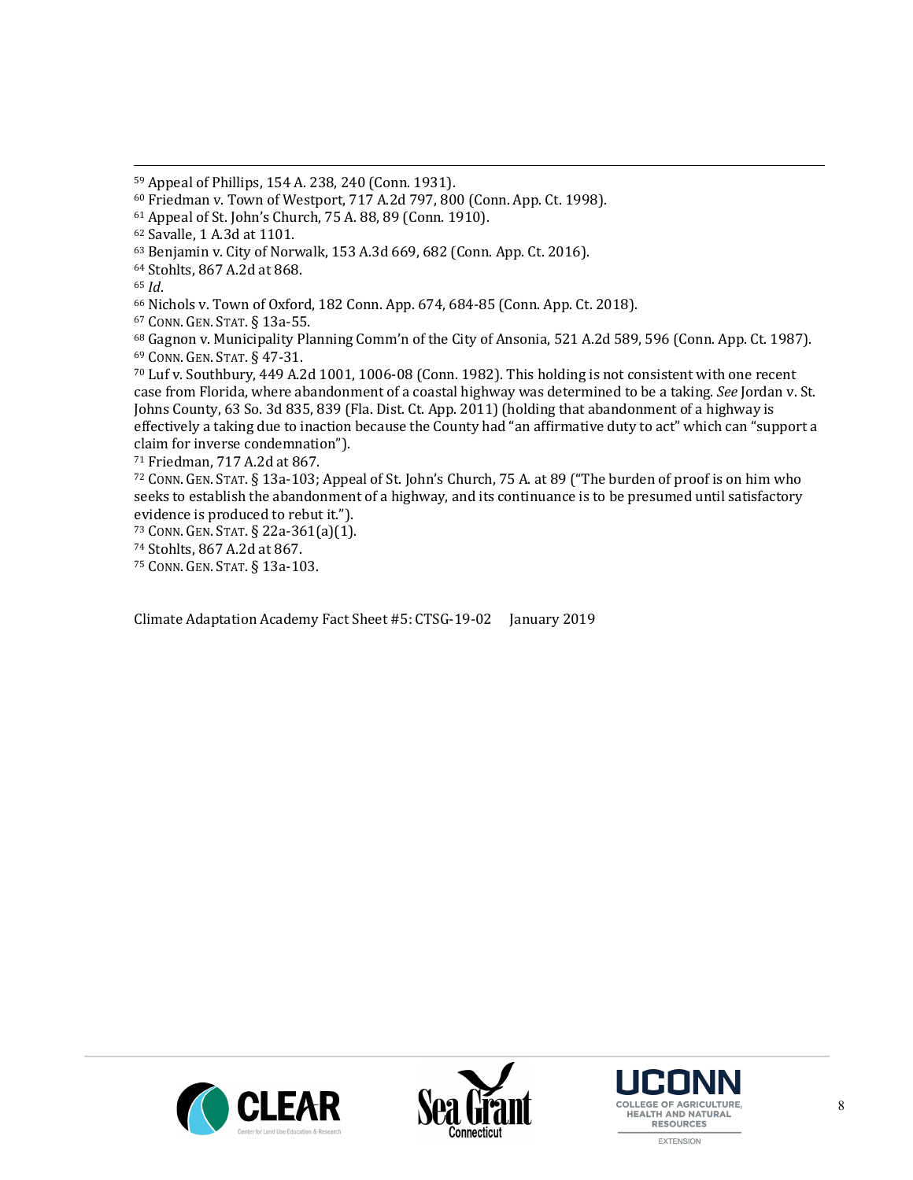[59] Appeal of Phillips, 154 A. 238, 240 (Conn. 1931).

[60] Friedman v. Town of Westport, 717 A.2d 797, 800 (Conn. App. Ct. 1998).

[61] Appeal of St. John's Church, 75 A. 88, 89 (Conn. 1910).

[62] Savalle, 1 A.3d at 1101.

[63] Benjamin v. City of Norwalk, 153 A.3d 669, 682 (Conn. App. Ct. 2016).

[64] Stohlts, 867 A.2d at 868.

[65] *Id*.

[66] Nichols v. Town of Oxford, 182 Conn. App. 674, 684-85 (Conn. App. Ct. 2018).

[67] CONN. GEN. STAT. § 13a-55.

[68] Gagnon v. Municipality Planning Comm'n of the City of Ansonia, 521 A.2d 589, 596 (Conn. App. Ct. 1987).

[69] CONN. GEN. STAT. § 47-31.

[70] Luf v. Southbury, 449 A.2d 1001, 1006-08 (Conn. 1982). This holding is not consistent with one recent case from Florida, where abandonment of a coastal highway was determined to be a taking. *See* Jordan v. St. Johns County, 63 So. 3d 835, 839 (Fla. Dist. Ct. App. 2011) (holding that abandonment of a highway is effectively a taking due to inaction because the County had "an affirmative duty to act" which can "support a claim for inverse condemnation").

[71] Friedman, 717 A.2d at 867.

[72] CONN. GEN. STAT. § 13a-103; Appeal of St. John's Church, 75 A. at 89 ("The burden of proof is on him who seeks to establish the abandonment of a highway, and its continuance is to be presumed until satisfactory evidence is produced to rebut it.").

[73] CONN. GEN. STAT. § 22a-361(a)(1).

[74] Stohlts, 867 A.2d at 867.

[75] CONN. GEN. STAT. § 13a-103.

Climate Adaptation Academy Fact Sheet #5: CTSG-19-02 January 2019